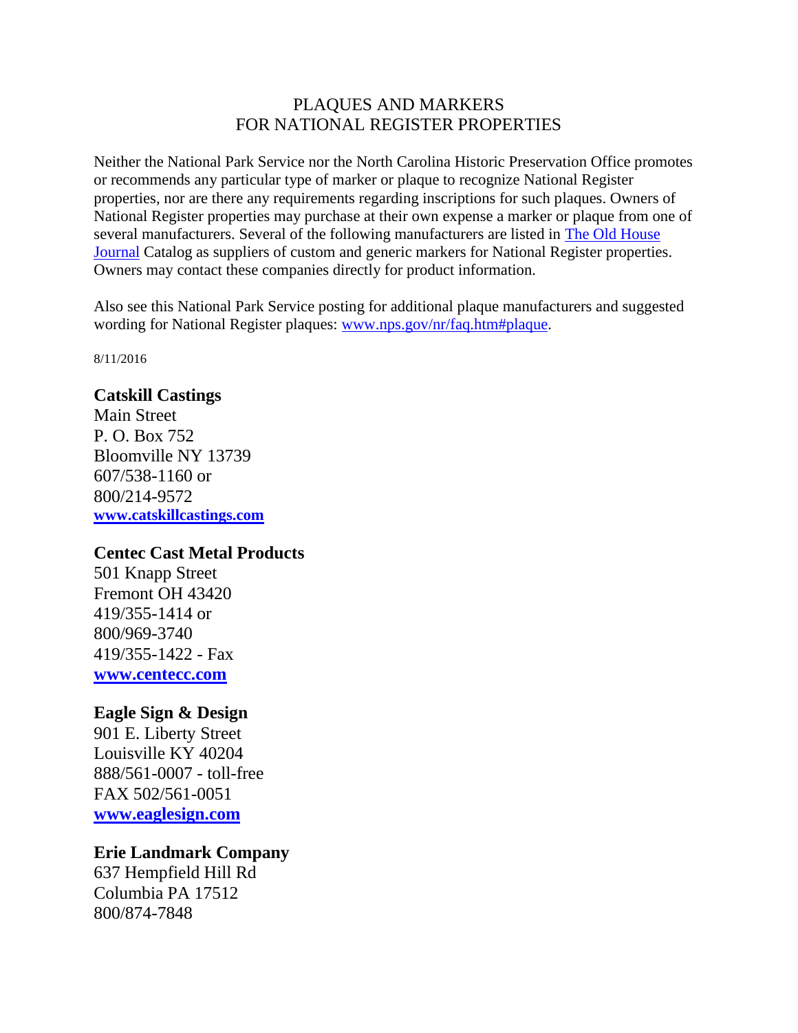# PLAQUES AND MARKERS FOR NATIONAL REGISTER PROPERTIES

Neither the National Park Service nor the North Carolina Historic Preservation Office promotes or recommends any particular type of marker or plaque to recognize National Register properties, nor are there any requirements regarding inscriptions for such plaques. Owners of National Register properties may purchase at their own expense a marker or plaque from one of several manufacturers. Several of the following manufacturers are listed in [The Old House Journal]() Catalog as suppliers of custom and generic markers for National Register properties. Owners may contact these companies directly for product information.

Also see this National Park Service posting for additional plaque manufacturers and suggested wording for National Register plaques: [www.nps.gov/nr/faq.htm#plaque](www.nps.gov/nr/faq.htm#plaque).

8/11/2016

**Catskill Castings**
Main Street
P. O. Box 752
Bloomville NY 13739
607/538-1160 or
800/214-9572
**[www.catskillcastings.com](www.catskillcastings.com)**

**Centec Cast Metal Products**
501 Knapp Street
Fremont OH 43420
419/355-1414 or
800/969-3740
419/355-1422 - Fax
**[www.centecc.com](www.centecc.com)**

**Eagle Sign & Design**
901 E. Liberty Street
Louisville KY 40204
888/561-0007 - toll-free
FAX 502/561-0051
**[www.eaglesign.com](www.eaglesign.com)**

**Erie Landmark Company**
637 Hempfield Hill Rd
Columbia PA 17512
800/874-7848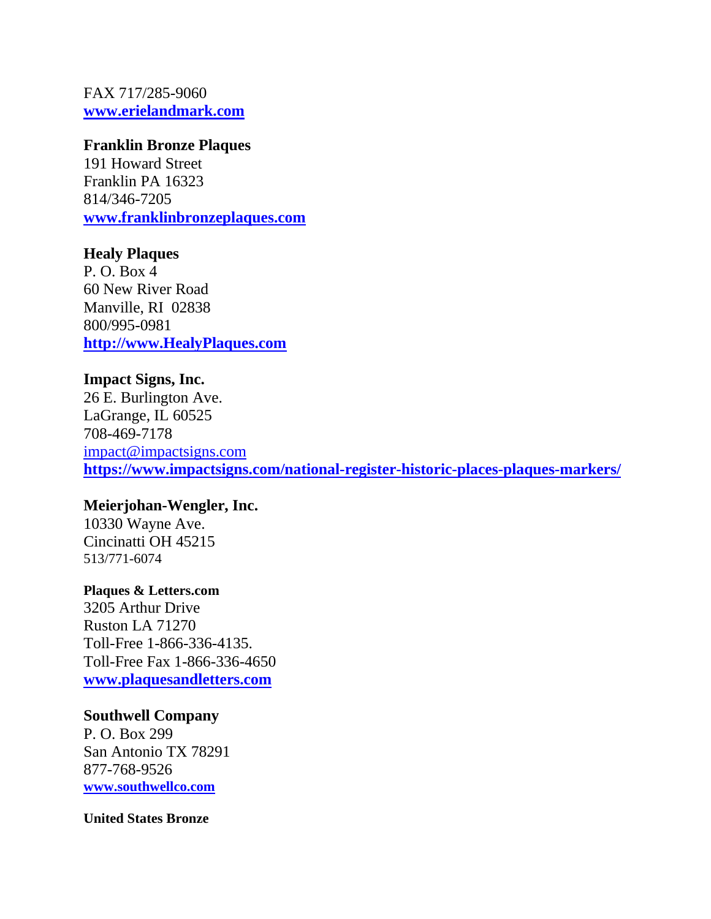FAX 717/285-9060
**www.erielandmark.com**

**Franklin Bronze Plaques**
191 Howard Street
Franklin PA 16323
814/346-7205
**www.franklinbronzeplaques.com**

**Healy Plaques**
P. O. Box 4
60 New River Road
Manville, RI  02838
800/995-0981
**http://www.HealyPlaques.com**

**Impact Signs, Inc.**
26 E. Burlington Ave.
LaGrange, IL 60525
708-469-7178
impact@impactsigns.com
**https://www.impactsigns.com/national-register-historic-places-plaques-markers/**

**Meierjohan-Wengler, Inc.**
10330 Wayne Ave.
Cincinatti OH 45215
513/771-6074

**Plaques & Letters.com**
3205 Arthur Drive
Ruston LA 71270
Toll-Free 1-866-336-4135.
Toll-Free Fax 1-866-336-4650
**www.plaquesandletters.com**

**Southwell Company**
P. O. Box 299
San Antonio TX 78291
877-768-9526
**www.southwellco.com**

**United States Bronze**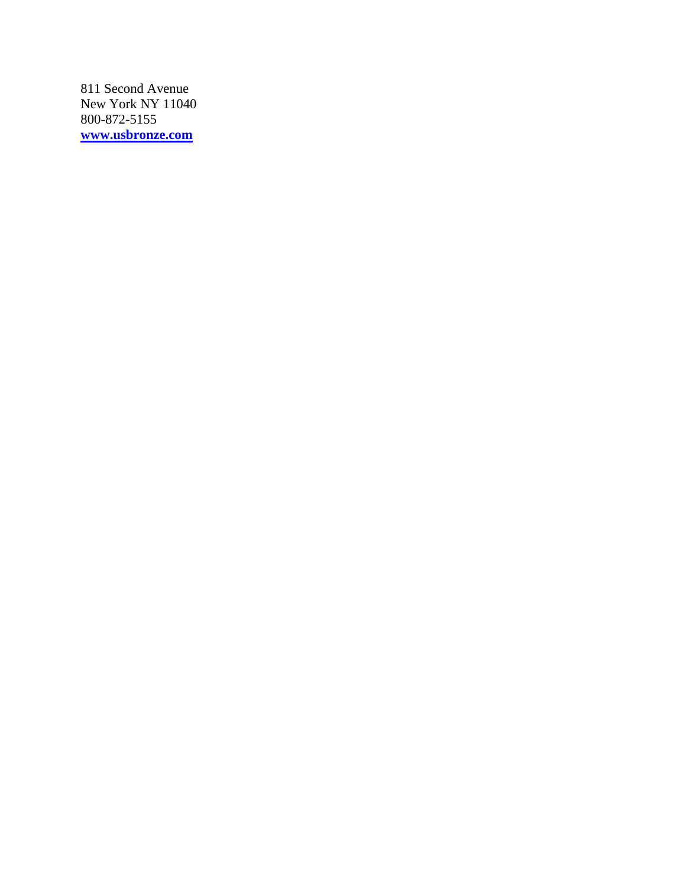811 Second Avenue
New York NY 11040
800-872-5155
**[www.usbronze.com](http://www.usbronze.com)**